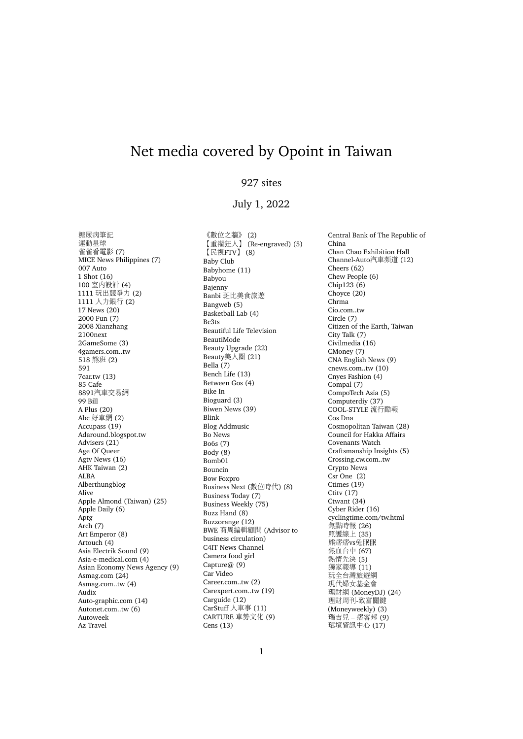# Net media covered by Opoint in Taiwan

927 sites

July 1, 2022

糖尿病筆記
運動星球
雀雀看電影 (7)
MICE News Philippines (7)
007 Auto
1 Shot (16)
100 室內設計 (4)
1111 玩出競爭力 (2)
1111 人力銀行 (2)
17 News (20)
2000 Fun (7)
2008 Xianzhang
2100next
2GameSome (3)
4gamers.com..tw
518 熊班 (2)
591
7car.tw (13)
85 Cafe
8891汽車交易網
99 Bill
A Plus (20)
Abc 好車網 (2)
Accupass (19)
Adaround.blogspot.tw
Advisers (21)
Age Of Queer
Agtv News (16)
AHK Taiwan (2)
ALBA
Alberthungblog
Alive
Apple Almond (Taiwan) (25)
Apple Daily (6)
Aptg
Arch (7)
Art Emperor (8)
Artouch (4)
Asia Electrik Sound (9)
Asia-e-medical.com (4)
Asian Economy News Agency (9)
Asmag.com (24)
Asmag.com..tw (4)
Audix
Auto-graphic.com (14)
Autonet.com..tw (6)
Autoweek
Az Travel
《數位之牆》 (2)
【重灌狂人】 (Re-engraved) (5)
【民視FTV】 (8)
Baby Club
Babyhome (11)
Babyou
Bajenny
Banbi 斑比美食旅遊
Bangweb (5)
Basketball Lab (4)
Bc3ts
Beautiful Life Television
BeautiMode
Beauty Upgrade (22)
Beauty美人圈 (21)
Bella (7)
Bench Life (13)
Between Gos (4)
Bike In
Bioguard (3)
Biwen News (39)
Blink
Blog Addmusic
Bo News
Bo6s (7)
Body (8)
Bomb01
Bouncin
Bow Foxpro
Business Next (數位時代) (8)
Business Today (7)
Business Weekly (75)
Buzz Hand (8)
Buzzorange (12)
BWE 商周編輯顧問 (Advisor to business circulation)
C4IT News Channel
Camera food girl
Capture@ (9)
Car Video
Career.com..tw (2)
Carexpert.com..tw (19)
Carguide (12)
CarStuff 人車事 (11)
CARTURE 車勢文化 (9)
Cens (13)
Central Bank of The Republic of China
Chan Chao Exhibition Hall
Channel-Auto汽車頻道 (12)
Cheers (62)
Chew People (6)
Chip123 (6)
Choyce (20)
Chrma
Cio.com..tw
Circle (7)
Citizen of the Earth, Taiwan
City Talk (7)
Civilmedia (16)
CMoney (7)
CNA English News (9)
cnews.com..tw (10)
Cnyes Fashion (4)
Compal (7)
CompoTech Asia (5)
Computerdiy (37)
COOL-STYLE 流行酷報
Cos Dna
Cosmopolitan Taiwan (28)
Council for Hakka Affairs
Covenants Watch
Craftsmanship Insights (5)
Crossing.cw.com..tw
Crypto News
Csr One (2)
Ctimes (19)
Ctitv (17)
Ctwant (34)
Cyber Rider (16)
cyclingtime.com/tw.html
焦點時報 (26)
照護線上 (35)
熊痞痞vs兔眠眠
熱血台中 (67)
熱情先決 (5)
獨家報導 (11)
玩全台灣旅遊網
現代婦女基金會
理財網 (MoneyDJ) (24)
理財周刊-致富關鍵 (Moneyweekly) (3)
瑞吉兒 – 痞客邦 (9)
環境資訊中心 (17)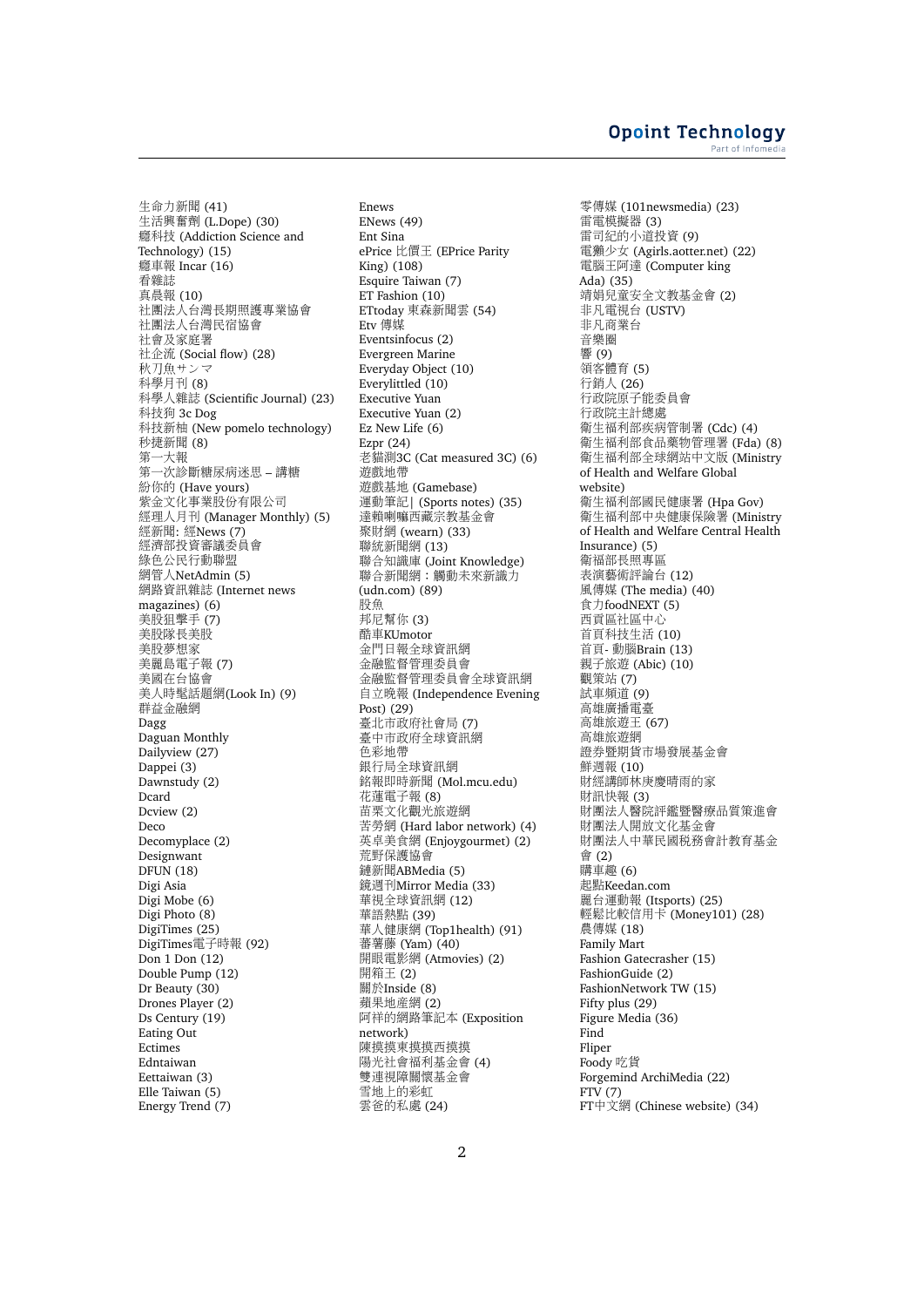生命力新聞 (41)
生活興奮劑 (L.Dope) (30)
癮科技 (Addiction Science and Technology) (15)
癮車報 Incar (16)
看雜誌
真晨報 (10)
社團法人台灣長期照護專業協會
社團法人台灣民宿協會
社會及家庭署
社企流 (Social flow) (28)
秋刀魚サンマ
科學月刊 (8)
科學人雜誌 (Scientific Journal) (23)
科技狗 3c Dog
科技新柚 (New pomelo technology)
秒捷新聞 (8)
第一大報
第一次診斷糖尿病迷思 – 講糖
紛你的 (Have yours)
紫金文化事業股份有限公司
經理人月刊 (Manager Monthly) (5)
經新聞: 經News (7)
經濟部投資審議委員會
綠色公民行動聯盟
網管人NetAdmin (5)
網路資訊雜誌 (Internet news magazines) (6)
美股狙擊手 (7)
美股隊長美股
美股夢想家
美麗島電子報 (7)
美國在台協會
美人時髦話題網(Look In) (9)
群益金融網
Dagg
Daguan Monthly
Dailyview (27)
Dappei (3)
Dawnstudy (2)
Dcard
Dcview (2)
Deco
Decomyplace (2)
Designwant
DFUN (18)
Digi Asia
Digi Mobe (6)
Digi Photo (8)
DigiTimes (25)
DigiTimes電子時報 (92)
Don 1 Don (12)
Double Pump (12)
Dr Beauty (30)
Drones Player (2)
Ds Century (19)
Eating Out
Ectimes
Edntaiwan
Eettaiwan (3)
Elle Taiwan (5)
Energy Trend (7)
Enews
ENews (49)
Ent Sina
ePrice 比價王 (EPrice Parity King) (108)
Esquire Taiwan (7)
ET Fashion (10)
ETtoday 東森新聞雲 (54)
Etv 傳媒
Eventsinfocus (2)
Evergreen Marine
Everyday Object (10)
Everylittled (10)
Executive Yuan
Executive Yuan (2)
Ez New Life (6)
Ezpr (24)
老貓測3C (Cat measured 3C) (6)
遊戲地帶
遊戲基地 (Gamebase)
運動筆記| (Sports notes) (35)
達賴喇嘛西藏宗教基金會
聚財網 (wearn) (33)
聯統新聞網 (13)
聯合知識庫 (Joint Knowledge)
聯合新聞網：觸動未來新識力 (udn.com) (89)
股魚
邦尼幫你 (3)
酷車KUmotor
金門日報全球資訊網
金融監督管理委員會
金融監督管理委員會全球資訊網
自立晚報 (Independence Evening Post) (29)
臺北市政府社會局 (7)
臺中市政府全球資訊網
色彩地帶
銀行局全球資訊網
銘報即時新聞 (Mol.mcu.edu)
花蓮電子報 (8)
苗栗文化觀光旅遊網
苦勞網 (Hard labor network) (4)
英卓美食網 (Enjoygourmet) (2)
荒野保護協會
鏈新聞ABMedia (5)
鏡週刊Mirror Media (33)
華視全球資訊網 (12)
華語熱點 (39)
華人健康網 (Top1health) (91)
蕃薯藤 (Yam) (40)
開眼電影網 (Atmovies) (2)
開箱王 (2)
關於Inside (8)
蘋果地產網 (2)
阿祥的網路筆記本 (Exposition network)
陳摸摸東摸摸西摸摸
陽光社會福利基金會 (4)
雙連視障關懷基金會
雪地上的彩虹
雲爸的私處 (24)
零傳媒 (101newsmedia) (23)
雷電模擬器 (3)
雷司紀的小道投資 (9)
電獺少女 (Agirls.aotter.net) (22)
電腦王阿達 (Computer king Ada) (35)
靖娟兒童安全文教基金會 (2)
非凡電視台 (USTV)
非凡商業台
音樂圈
響 (9)
領客體育 (5)
行銷人 (26)
行政院原子能委員會
行政院主計總處
衛生福利部疾病管制署 (Cdc) (4)
衛生福利部食品藥物管理署 (Fda) (8)
衛生福利部全球網站中文版 (Ministry of Health and Welfare Global website)
衛生福利部國民健康署 (Hpa Gov)
衛生福利部中央健康保險署 (Ministry of Health and Welfare Central Health Insurance) (5)
衛福部長照專區
表演藝術評論台 (12)
風傳媒 (The media) (40)
食力foodNEXT (5)
西賁區社區中心
首頁科技生活 (10)
首頁- 動腦Brain (13)
親子旅遊 (Abic) (10)
觀策站 (7)
試車頻道 (9)
高雄廣播電臺
高雄旅遊王 (67)
高雄旅遊網
證券暨期貨市場發展基金會
鮮週報 (10)
財經講師林庚慶晴雨的家
財訊快報 (3)
財團法人醫院評鑑暨醫療品質策進會
財團法人開放文化基金會
財團法人中華民國稅務會計教育基金會 (2)
購車趣 (6)
起點Keedan.com
麗台運動報 (Itsports) (25)
輕鬆比較信用卡 (Money101) (28)
農傳媒 (18)
Family Mart
Fashion Gatecrasher (15)
FashionGuide (2)
FashionNetwork TW (15)
Fifty plus (29)
Figure Media (36)
Find
Fliper
Foody 吃貨
Forgemind ArchiMedia (22)
FTV (7)
FT中文網 (Chinese website) (34)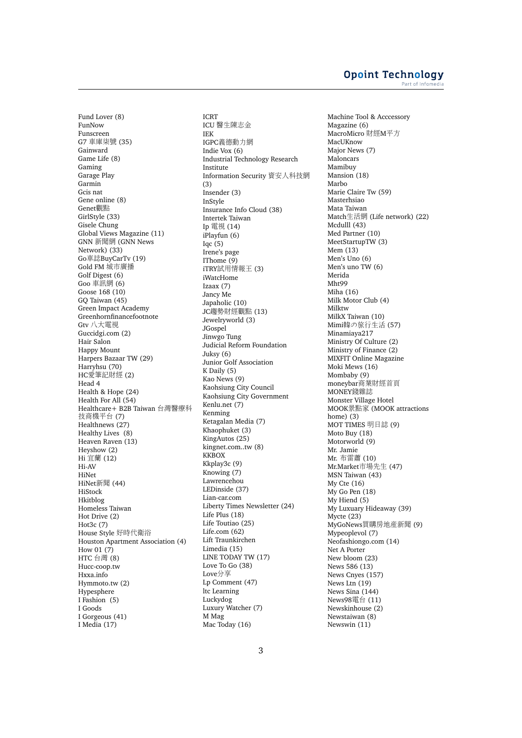Fund Lover (8)
FunNow
Funscreen
G7 車庫柒號 (35)
Gainward
Game Life (8)
Gaming
Garage Play
Garmin
Gcis nat
Gene online (8)
Genet觀點
GirlStyle (33)
Gisele Chung
Global Views Magazine (11)
GNN 新聞網 (GNN News Network) (33)
Go車誌BuyCarTv (19)
Gold FM 城市廣播
Golf Digest (6)
Goo 車訊網 (6)
Goose 168 (10)
GQ Taiwan (45)
Green Impact Academy
Greenhornfinancefootnote
Gtv 八大電視
Guccidgi.com (2)
Hair Salon
Happy Mount
Harpers Bazaar TW (29)
Harryhsu (70)
HC愛筆記財經 (2)
Head 4
Health & Hope (24)
Health For All (54)
Healthcare+ B2B Taiwan 台灣醫療科技商機平台 (7)
Healthnews (27)
Healthy Lives (8)
Heaven Raven (13)
Heyshow (2)
Hi 宜蘭 (12)
Hi-AV
HiNet
HiNet新聞 (44)
HiStock
Hkitblog
Homeless Taiwan
Hot Drive (2)
Hot3c (7)
House Style 好時代衛浴
Houston Apartment Association (4)
How 01 (7)
HTC 台灣 (8)
Hucc-coop.tw
Hxxa.info
Hymmoto.tw (2)
Hypesphere
I Fashion (5)
I Goods
I Gorgeous (41)
I Media (17)
ICRT
ICU 醫生陳志金
IEK
IGPC義德動力網
Indie Vox (6)
Industrial Technology Research Institute
Information Security 資安人科技網 (3)
Insender (3)
InStyle
Insurance Info Cloud (38)
Intertek Taiwan
Ip 電視 (14)
iPlayfun (6)
Iqc (5)
Irene's page
IThome (9)
iTRY試用情報王 (3)
iWatchHome
Izaax (7)
Jancy Me
Japaholic (10)
JC趨勢財經觀點 (13)
Jewelryworld (3)
JGospel
Jinwgo Tung
Judicial Reform Foundation
Juksy (6)
Junior Golf Association
K Daily (5)
Kao News (9)
Kaohsiung City Council
Kaohsiung City Government
Kenlu.net (7)
Kenming
Ketagalan Media (7)
Khaophuket (3)
KingAutos (25)
kingnet.com..tw (8)
KKBOX
Kkplay3c (9)
Knowing (7)
Lawrencehou
LEDinside (37)
Lian-car.com
Liberty Times Newsletter (24)
Life Plus (18)
Life Toutiao (25)
Life.com (62)
Lift Traunkirchen
Limedia (15)
LINE TODAY TW (17)
Love To Go (38)
Love分享
Lp Comment (47)
ltc Learning
Luckydog
Luxury Watcher (7)
M Mag
Mac Today (16)
Machine Tool & Acccessory Magazine (6)
MacroMicro 財經M平方
MacUKnow
Major News (7)
Maloncars
Mamibuy
Mansion (18)
Marbo
Marie Claire Tw (59)
Masterhsiao
Mata Taiwan
Match生活網 (Life network) (22)
Mcdulll (43)
Med Partner (10)
MeetStartupTW (3)
Mem (13)
Men's Uno (6)
Men's uno TW (6)
Merida
Mht99
Miha (16)
Milk Motor Club (4)
Milktw
MilkX Taiwan (10)
Mimi韓の旅行生活 (57)
Minamiaya217
Ministry Of Culture (2)
Ministry of Finance (2)
MIXFIT Online Magazine
Moki Mews (16)
Mombaby (9)
moneybar商業財經首頁
MONEY錢雜誌
Monster Village Hotel
MOOK景點家 (MOOK attractions home) (3)
MOT TIMES 明日誌 (9)
Moto Buy (18)
Motorworld (9)
Mr. Jamie
Mr. 布雷蕭 (10)
Mr.Market市場先生 (47)
MSN Taiwan (43)
My Cte (16)
My Go Pen (18)
My Hiend (5)
My Luxuary Hideaway (39)
Mycte (23)
MyGoNews買購房地產新聞 (9)
Mypeoplevol (7)
Neofashiongo.com (14)
Net A Porter
New bloom (23)
News 586 (13)
News Cnyes (157)
News Ltn (19)
News Sina (144)
News98電台 (11)
Newskinhouse (2)
Newstaiwan (8)
Newswin (11)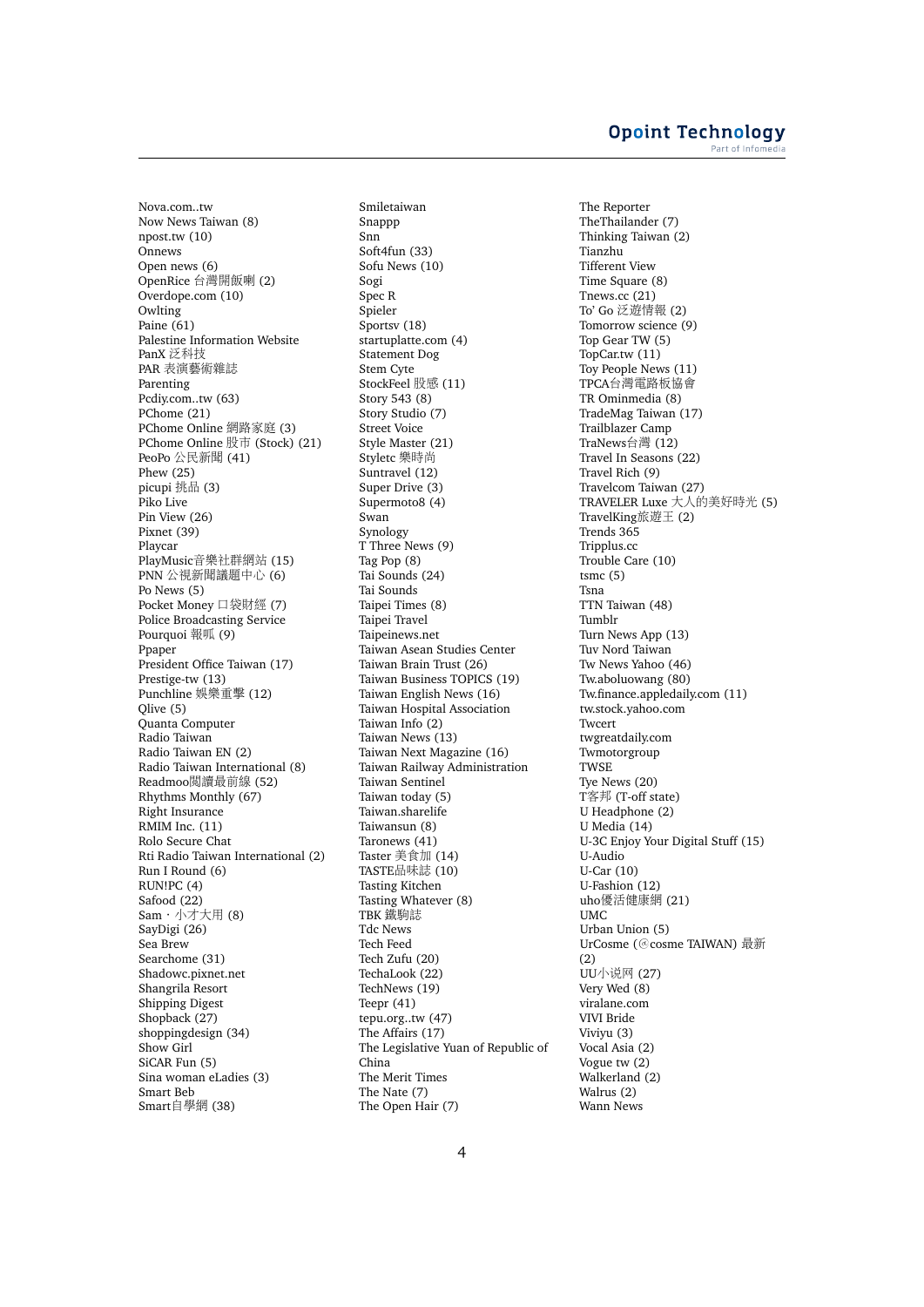Nova.com..tw
Now News Taiwan (8)
npost.tw (10)
Onnews
Open news (6)
OpenRice 台灣開飯喇 (2)
Overdope.com (10)
Owlting
Paine (61)
Palestine Information Website
PanX 泛科技
PAR 表演藝術雜誌
Parenting
Pcdiy.com..tw (63)
PChome (21)
PChome Online 網路家庭 (3)
PChome Online 股市 (Stock) (21)
PeoPo 公民新聞 (41)
Phew (25)
picupi 挑品 (3)
Piko Live
Pin View (26)
Pixnet (39)
Playcar
PlayMusic音樂社群網站 (15)
PNN 公視新聞議題中心 (6)
Po News (5)
Pocket Money 口袋財經 (7)
Police Broadcasting Service
Pourquoi 報呱 (9)
Ppaper
President Office Taiwan (17)
Prestige-tw (13)
Punchline 娛樂重擊 (12)
Qlive (5)
Quanta Computer
Radio Taiwan
Radio Taiwan EN (2)
Radio Taiwan International (8)
Readmoo閱讀最前線 (52)
Rhythms Monthly (67)
Right Insurance
RMIM Inc. (11)
Rolo Secure Chat
Rti Radio Taiwan International (2)
Run I Round (6)
RUN!PC (4)
Safood (22)
Sam・小才大用 (8)
SayDigi (26)
Sea Brew
Searchome (31)
Shadowc.pixnet.net
Shangrila Resort
Shipping Digest
Shopback (27)
shoppingdesign (34)
Show Girl
SiCAR Fun (5)
Sina woman eLadies (3)
Smart Beb
Smart自學網 (38)
Smiletaiwan
Snappp
Snn
Soft4fun (33)
Sofu News (10)
Sogi
Spec R
Spieler
Sportsv (18)
startuplatte.com (4)
Statement Dog
Stem Cyte
StockFeel 股感 (11)
Story 543 (8)
Story Studio (7)
Street Voice
Style Master (21)
Styletc 樂時尚
Suntravel (12)
Super Drive (3)
Supermoto8 (4)
Swan
Synology
T Three News (9)
Tag Pop (8)
Tai Sounds (24)
Tai Sounds
Taipei Times (8)
Taipei Travel
Taipeinews.net
Taiwan Asean Studies Center
Taiwan Brain Trust (26)
Taiwan Business TOPICS (19)
Taiwan English News (16)
Taiwan Hospital Association
Taiwan Info (2)
Taiwan News (13)
Taiwan Next Magazine (16)
Taiwan Railway Administration
Taiwan Sentinel
Taiwan today (5)
Taiwan.sharelife
Taiwansun (8)
Taronews (41)
Taster 美食加 (14)
TASTE品味誌 (10)
Tasting Kitchen
Tasting Whatever (8)
TBK 鐵駒誌
Tdc News
Tech Feed
Tech Zufu (20)
TechaLook (22)
TechNews (19)
Teepr (41)
tepu.org..tw (47)
The Affairs (17)
The Legislative Yuan of Republic of China
The Merit Times
The Nate (7)
The Open Hair (7)
The Reporter
TheThailander (7)
Thinking Taiwan (2)
Tianzhu
Tifferent View
Time Square (8)
Tnews.cc (21)
To' Go 泛遊情報 (2)
Tomorrow science (9)
Top Gear TW (5)
TopCar.tw (11)
Toy People News (11)
TPCA台灣電路板協會
TR Ominmedia (8)
TradeMag Taiwan (17)
Trailblazer Camp
TraNews台灣 (12)
Travel In Seasons (22)
Travel Rich (9)
Travelcom Taiwan (27)
TRAVELER Luxe 大人的美好時光 (5)
TravelKing旅遊王 (2)
Trends 365
Tripplus.cc
Trouble Care (10)
tsmc (5)
Tsna
TTN Taiwan (48)
Tumblr
Turn News App (13)
Tuv Nord Taiwan
Tw News Yahoo (46)
Tw.aboluowang (80)
Tw.finance.appledaily.com (11)
tw.stock.yahoo.com
Twcert
twgreatdaily.com
Twmotorgroup
TWSE
Tye News (20)
T客邦 (T-off state)
U Headphone (2)
U Media (14)
U-3C Enjoy Your Digital Stuff (15)
U-Audio
U-Car (10)
U-Fashion (12)
uho優活健康網 (21)
UMC
Urban Union (5)
UrCosme (@cosme TAIWAN) 最新 (2)
UU小说网 (27)
Very Wed (8)
viralane.com
VIVI Bride
Viviyu (3)
Vocal Asia (2)
Vogue tw (2)
Walkerland (2)
Walrus (2)
Wann News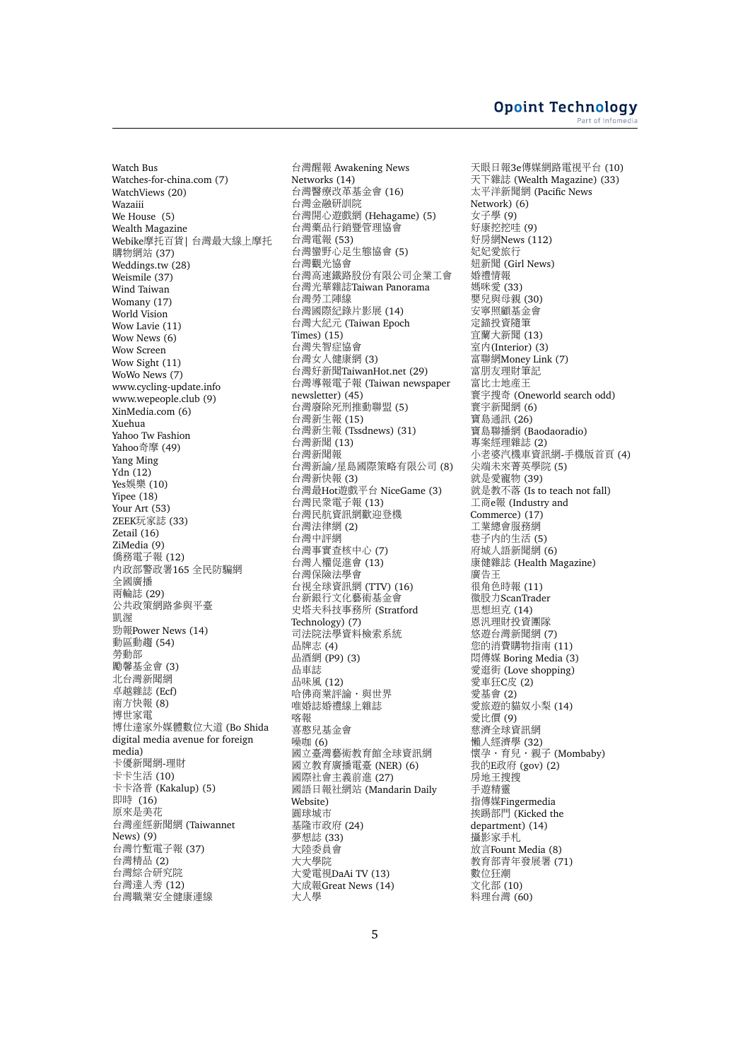Watch Bus
Watches-for-china.com (7)
WatchViews (20)
Wazaiii
We House (5)
Wealth Magazine
Webike摩托百貨| 台灣最大線上摩托購物網站 (37)
Weddings.tw (28)
Weismile (37)
Wind Taiwan
Womany (17)
World Vision
Wow Lavie (11)
Wow News (6)
Wow Screen
Wow Sight (11)
WoWo News (7)
www.cycling-update.info
www.wepeople.club (9)
XinMedia.com (6)
Xuehua
Yahoo Tw Fashion
Yahoo奇摩 (49)
Yang Ming
Ydn (12)
Yes娛樂 (10)
Yipee (18)
Your Art (53)
ZEEK玩家誌 (33)
Zetail (16)
ZiMedia (9)
僑務電子報 (12)
內政部警政署165 全民防騙網
全國廣播
兩輪誌 (29)
公共政策網路參與平臺
凱渥
勁報Power News (14)
動區動趨 (54)
勞動部
勵馨基金會 (3)
北台灣新聞網
卓越雜誌 (Ecf)
南方快報 (8)
博世家電
博仕達家外媒體數位大道 (Bo Shida digital media avenue for foreign media)
卡優新聞網-理財
卡卡生活 (10)
卡卡洛普 (Kakalup) (5)
即時 (16)
原來是美花
台灣產經新聞網 (Taiwannet News) (9)
台灣竹塹電子報 (37)
台灣精品 (2)
台灣綜合研究院
台灣達人秀 (12)
台灣職業安全健康連線
台灣醒報 Awakening News Networks (14)
台灣醫療改革基金會 (16)
台灣金融研訓院
台灣開心遊戲網 (Hehagame) (5)
台灣藥品行銷暨管理協會
台灣電報 (53)
台灣蠻野心足生態協會 (5)
台灣觀光協會
台灣高速鐵路股份有限公司企業工會
台灣光華雜誌Taiwan Panorama
台灣勞工陣線
台灣國際紀錄片影展 (14)
台灣大紀元 (Taiwan Epoch Times) (15)
台灣失智症協會
台灣女人健康網 (3)
台灣好新聞TaiwanHot.net (29)
台灣導報電子報 (Taiwan newspaper newsletter) (45)
台灣廢除死刑推動聯盟 (5)
台灣新生報 (15)
台灣新生報 (Tssdnews) (31)
台灣新聞 (13)
台灣新聞報
台灣新論/星島國際策略有限公司 (8)
台灣新快報 (3)
台灣最Hot遊戲平台 NiceGame (3)
台灣民眾電子報 (13)
台灣民航資訊網歡迎登機
台灣法律網 (2)
台灣中評網
台灣事實查核中心 (7)
台灣人權促進會 (13)
台灣保險法學會
台視全球資訊網 (TTV) (16)
台新銀行文化藝術基金會
史塔夫科技事務所 (Stratford Technology) (7)
司法院法學資料檢索系統
品牌志 (4)
品酒網 (P9) (3)
品車誌
品味風 (12)
哈佛商業評論・與世界
唯婚誌婚禮線上雜誌
喀報
喜憨兒基金會
噪咖 (6)
國立臺灣藝術教育館全球資訊網
國立教育廣播電臺 (NER) (6)
國際社會主義前進 (27)
國語日報社網站 (Mandarin Daily Website)
圓球城市
基隆市政府 (24)
夢想誌 (33)
大陸委員會
大大學院
大愛電視DaAi TV (13)
大成報Great News (14)
大人學
天眼日報3e傳媒網路電視平台 (10)
天下雜誌 (Wealth Magazine) (33)
太平洋新聞網 (Pacific News Network) (6)
女子學 (9)
好康挖挖哇 (9)
好房網News (112)
妃妃愛旅行
妞新聞 (Girl News)
婚禮情報
媽咪愛 (33)
嬰兒與母親 (30)
安寧照顧基金會
定錨投資隨筆
宜蘭大新聞 (13)
室內(Interior) (3)
富聯網Money Link (7)
富朋友理財筆記
富比士地產王
寰宇搜奇 (Oneworld search odd)
寰宇新聞網 (6)
寶島通訊 (26)
寶島聯播網 (Baodaoradio)
專案經理雜誌 (2)
小老婆汽機車資訊網-手機版首頁 (4)
尖端未來菁英學院 (5)
就是愛寵物 (39)
就是教不落 (Is to teach not fall)
工商e報 (Industry and Commerce) (17)
工業總會服務網
巷子內的生活 (5)
府城人語新聞網 (6)
康健雜誌 (Health Magazine)
廣告王
很角色時報 (11)
微股力ScanTrader
思想坦克 (14)
恩汎理財投資團隊
悠遊台灣新聞網 (7)
您的消費購物指南 (11)
悶傳媒 Boring Media (3)
愛逛街 (Love shopping)
愛車狂C皮 (2)
愛基會 (2)
愛旅遊的貓奴小梨 (14)
愛比價 (9)
慈濟全球資訊網
懶人經濟學 (32)
懷孕・育兒・親子 (Mombaby)
我的E政府 (gov) (2)
房地王搜搜
手遊精靈
指傳媒Fingermedia
挨踢部門 (Kicked the department) (14)
攝影家手札
放言Fount Media (8)
教育部青年發展署 (71)
數位狂潮
文化部 (10)
料理台灣 (60)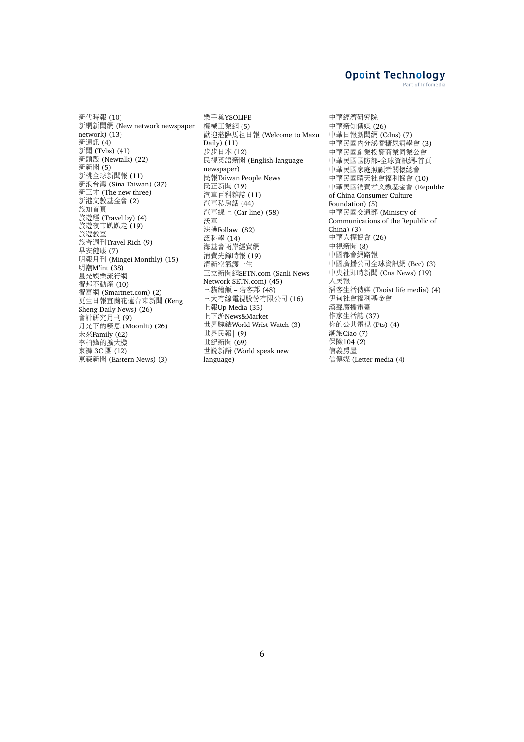新代時報 (10)
新網新聞網 (New network newspaper network) (13)
新通訊 (4)
新聞 (Tvbs) (41)
新頭殼 (Newtalk) (22)
新新聞 (5)
新桃全球新聞報 (11)
新浪台灣 (Sina Taiwan) (37)
新三才 (The new three)
新港文教基金會 (2)
旅知首頁
旅遊經 (Travel by) (4)
旅遊夜市趴趴走 (19)
旅遊教室
旅奇週刊Travel Rich (9)
早安健康 (7)
明報月刊 (Mingei Monthly) (15)
明潮M'int (38)
星光娛樂流行網
智邦不動產 (10)
智富網 (Smartnet.com) (2)
更生日報宜蘭花蓮台東新聞 (Keng Sheng Daily News) (26)
會計研究月刊 (9)
月光下的嘆息 (Moonlit) (26)
未來Family (62)
李柏鋒的擴大機
束褲 3C 團 (12)
東森新聞 (Eastern News) (3)

樂手巢YSOLIFE
機械工業網 (5)
歡迎蒞臨馬祖日報 (Welcome to Mazu Daily) (11)
步步日本 (12)
民視英語新聞 (English-language newspaper)
民報Taiwan People News
民正新聞 (19)
汽車百科雜誌 (11)
汽車私房話 (44)
汽車線上 (Car line) (58)
沃草
法操Follaw (82)
泛科學 (14)
海基會兩岸經貿網
消費先鋒時報 (19)
清新空氣護一生
三立新聞網SETN.com (Sanli News Network SETN.com) (45)
三貓繪飯 – 痞客邦 (48)
三大有線電視股份有限公司 (16)
上報Up Media (35)
上下游News&Market
世界腕錶World Wrist Watch (3)
世界民報| (9)
世紀新聞 (69)
世說新語 (World speak new language)

中華經濟研究院
中華新知傳媒 (26)
中華日報新聞網 (Cdns) (7)
中華民國內分泌暨糖尿病學會 (3)
中華民國創業投資商業同業公會
中華民國國防部-全球資訊網-首頁
中華民國家庭照顧者關懷總會
中華民國晴天社會福利協會 (10)
中華民國消費者文教基金會 (Republic of China Consumer Culture Foundation) (5)
中華民國交通部 (Ministry of Communications of the Republic of China) (3)
中華人權協會 (26)
中視新聞 (8)
中國都會網路報
中國廣播公司全球資訊網 (Bcc) (3)
中央社即時新聞 (Cna News) (19)
人民報
滔客生活傳媒 (Taoist life media) (4)
伊甸社會福利基金會
漢聲廣播電臺
作家生活誌 (37)
你的公共電視 (Pts) (4)
潮旅Ciao (7)
保險104 (2)
信義房屋
信傳媒 (Letter media (4)